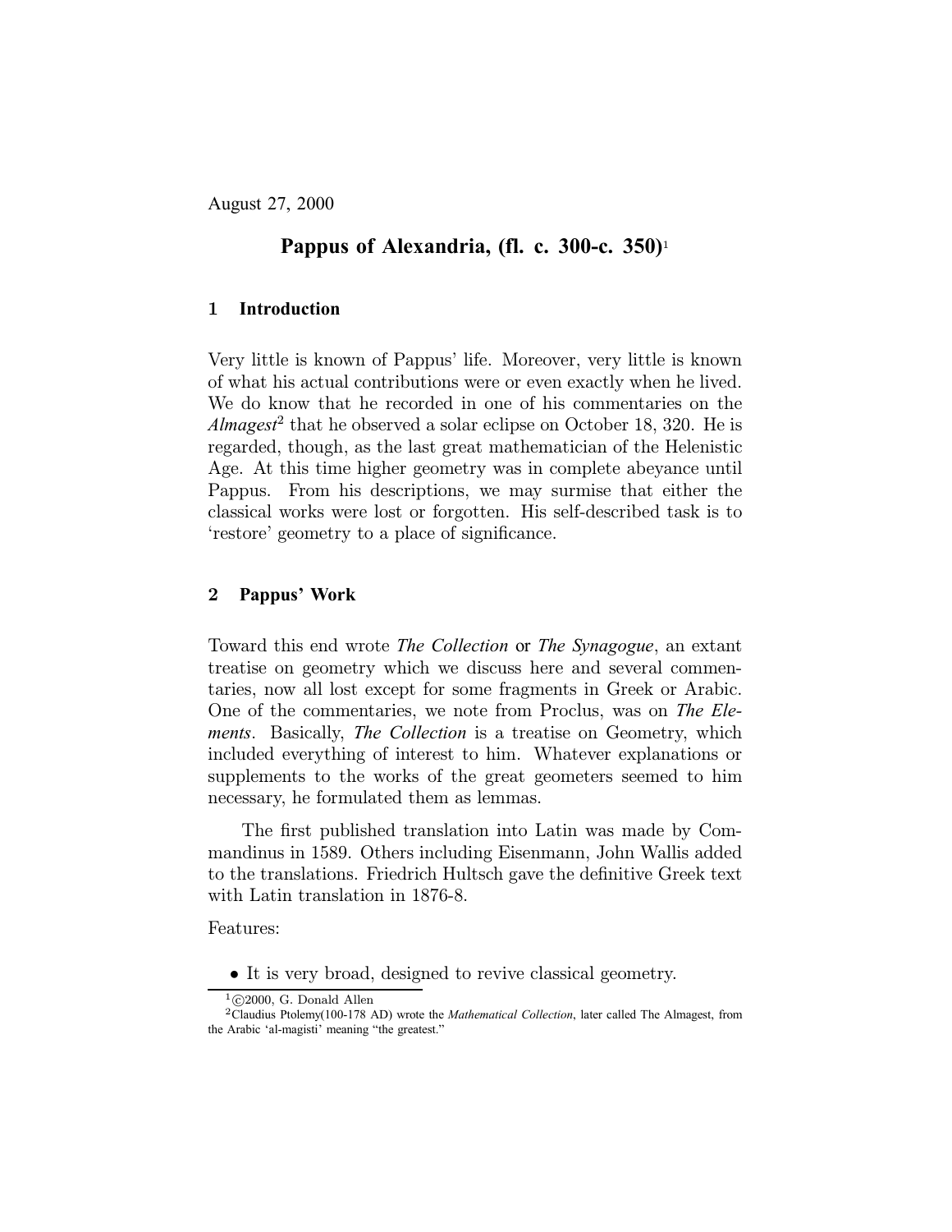August 27, 2000

# Pappus of Alexandria, (fl. c. 300-c. 350)[1]

## 1 Introduction

Very little is known of Pappus' life. Moreover, very little is known of what his actual contributions were or even exactly when he lived. We do know that he recorded in one of his commentaries on the *Almagest*[2] that he observed a solar eclipse on October 18, 320. He is regarded, though, as the last great mathematician of the Helenistic Age. At this time higher geometry was in complete abeyance until Pappus. From his descriptions, we may surmise that either the classical works were lost or forgotten. His self-described task is to 'restore' geometry to a place of significance.

## 2 Pappus' Work

Toward this end wrote *The Collection* or *The Synagogue*, an extant treatise on geometry which we discuss here and several commentaries, now all lost except for some fragments in Greek or Arabic. One of the commentaries, we note from Proclus, was on *The Elements*. Basically, *The Collection* is a treatise on Geometry, which included everything of interest to him. Whatever explanations or supplements to the works of the great geometers seemed to him necessary, he formulated them as lemmas.

The first published translation into Latin was made by Commandinus in 1589. Others including Eisenmann, John Wallis added to the translations. Friedrich Hultsch gave the definitive Greek text with Latin translation in 1876-8.

Features:

- It is very broad, designed to revive classical geometry.

---

[1] ©2000, G. Donald Allen

[2] Claudius Ptolemy(100-178 AD) wrote the *Mathematical Collection*, later called The Almagest, from the Arabic 'al-magisti' meaning "the greatest."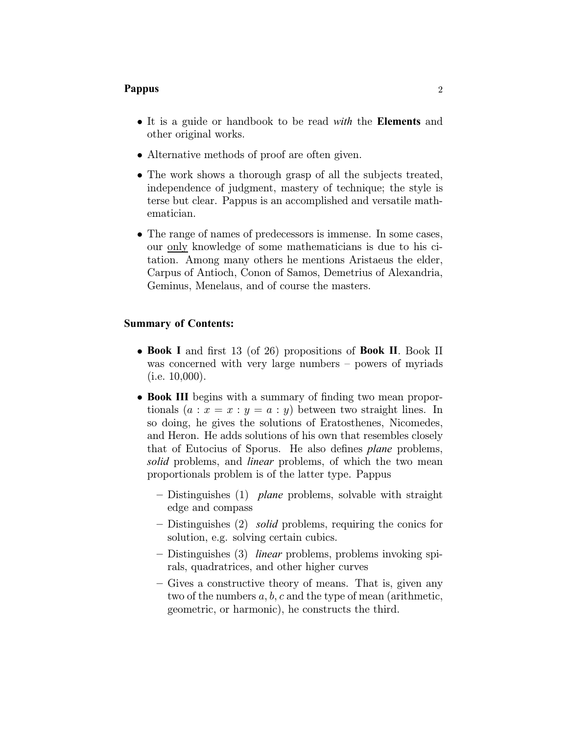- It is a guide or handbook to be read *with* the **Elements** and other original works.
- Alternative methods of proof are often given.
- The work shows a thorough grasp of all the subjects treated, independence of judgment, mastery of technique; the style is terse but clear. Pappus is an accomplished and versatile mathematician.
- The range of names of predecessors is immense. In some cases, our <u>only</u> knowledge of some mathematicians is due to his citation. Among many others he mentions Aristaeus the elder, Carpus of Antioch, Conon of Samos, Demetrius of Alexandria, Geminus, Menelaus, and of course the masters.

**Summary of Contents:**

- **Book I** and first 13 (of 26) propositions of **Book II**. Book II was concerned with very large numbers – powers of myriads (i.e. 10,000).
- **Book III** begins with a summary of finding two mean proportionals ($a : x = x : y = a : y$) between two straight lines. In so doing, he gives the solutions of Eratosthenes, Nicomedes, and Heron. He adds solutions of his own that resembles closely that of Eutocius of Sporus. He also defines *plane* problems, *solid* problems, and *linear* problems, of which the two mean proportionals problem is of the latter type. Pappus
  - Distinguishes (1) *plane* problems, solvable with straight edge and compass
  - Distinguishes (2) *solid* problems, requiring the conics for solution, e.g. solving certain cubics.
  - Distinguishes (3) *linear* problems, problems invoking spirals, quadratrices, and other higher curves
  - Gives a constructive theory of means. That is, given any two of the numbers $a, b, c$ and the type of mean (arithmetic, geometric, or harmonic), he constructs the third.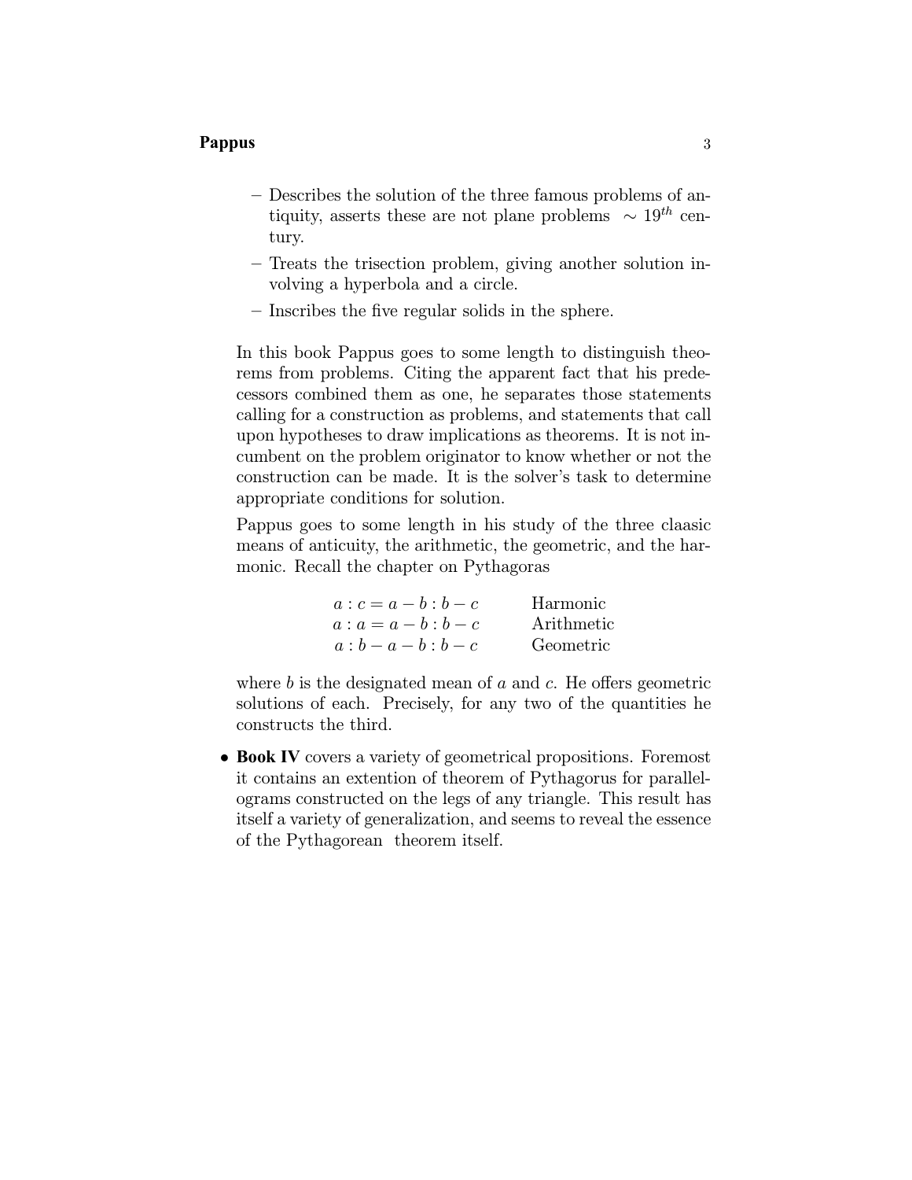- Describes the solution of the three famous problems of antiquity, asserts these are not plane problems $\sim 19^{th}$ century.
  - Treats the trisection problem, giving another solution involving a hyperbola and a circle.
  - Inscribes the five regular solids in the sphere.

  In this book Pappus goes to some length to distinguish theorems from problems. Citing the apparent fact that his predecessors combined them as one, he separates those statements calling for a construction as problems, and statements that call upon hypotheses to draw implications as theorems. It is not incumbent on the problem originator to know whether or not the construction can be made. It is the solver's task to determine appropriate conditions for solution.

  Pappus goes to some length in his study of the three claasic means of anticuity, the arithmetic, the geometric, and the harmonic. Recall the chapter on Pythagoras

  | | |
  |---|---|
  | $a : c = a - b : b - c$ | Harmonic |
  | $a : a = a - b : b - c$ | Arithmetic |
  | $a : b - a - b : b - c$ | Geometric |

  where $b$ is the designated mean of $a$ and $c$. He offers geometric solutions of each. Precisely, for any two of the quantities he constructs the third.

- **Book IV** covers a variety of geometrical propositions. Foremost it contains an extention of theorem of Pythagorus for parallelograms constructed on the legs of any triangle. This result has itself a variety of generalization, and seems to reveal the essence of the Pythagorean theorem itself.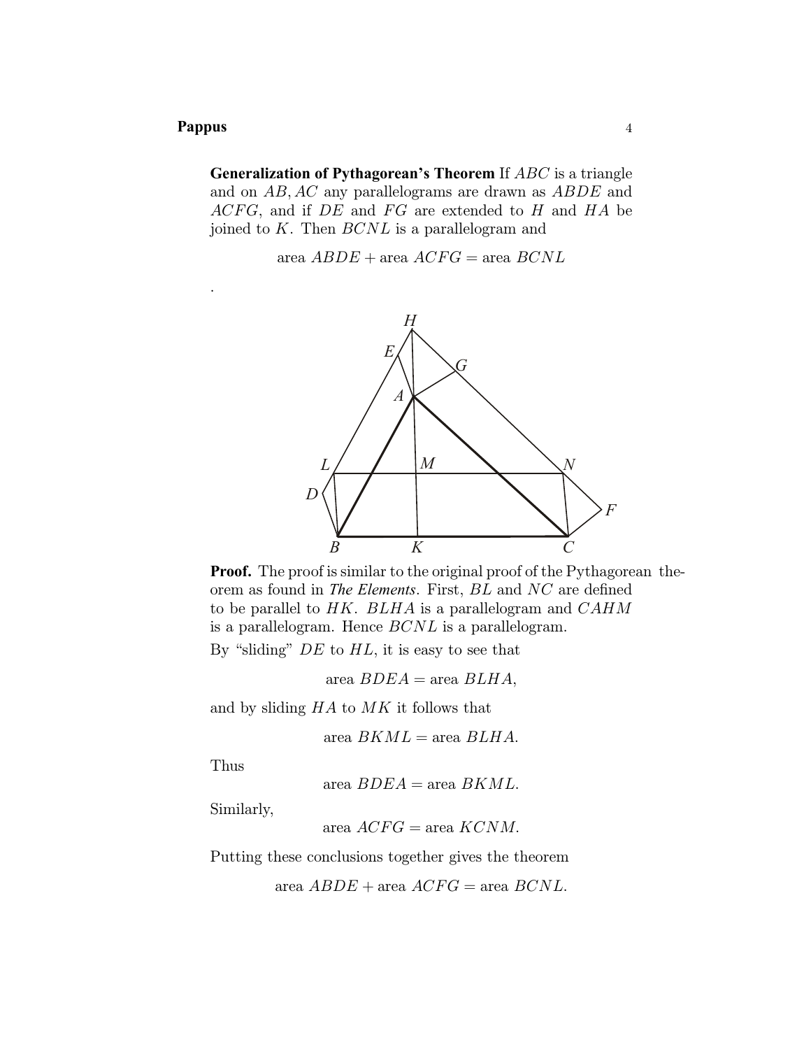**Generalization of Pythagorean's Theorem** If $ABC$ is a triangle and on $AB, AC$ any parallelograms are drawn as $ABDE$ and $ACFG$, and if $DE$ and $FG$ are extended to $H$ and $HA$ be joined to $K$. Then $BCNL$ is a parallelogram and

$$\text{area } ABDE + \text{area } ACFG = \text{area } BCNL$$

.

**Proof.** The proof is similar to the original proof of the Pythagorean theorem as found in *The Elements*. First, $BL$ and $NC$ are defined to be parallel to $HK$. $BLHA$ is a parallelogram and $CAHM$ is a parallelogram. Hence $BCNL$ is a parallelogram.

By "sliding" $DE$ to $HL$, it is easy to see that

$$\text{area } BDEA = \text{area } BLHA,$$

and by sliding $HA$ to $MK$ it follows that

$$\text{area } BKML = \text{area } BLHA.$$

Thus

$$\text{area } BDEA = \text{area } BKML.$$

Similarly,

$$\text{area } ACFG = \text{area } KCNM.$$

Putting these conclusions together gives the theorem

$$\text{area } ABDE + \text{area } ACFG = \text{area } BCNL.$$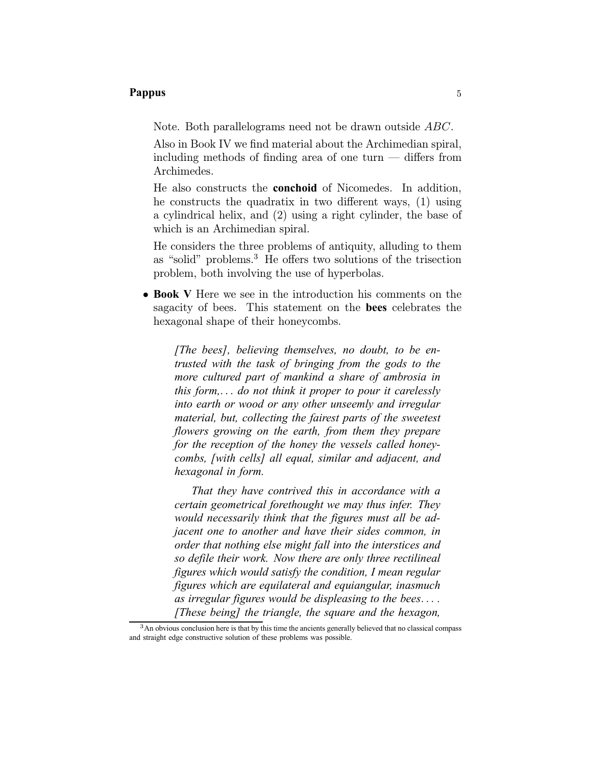Note. Both parallelograms need not be drawn outside $ABC$.

Also in Book IV we find material about the Archimedian spiral, including methods of finding area of one turn — differs from Archimedes.

He also constructs the **conchoid** of Nicomedes. In addition, he constructs the quadratix in two different ways, (1) using a cylindrical helix, and (2) using a right cylinder, the base of which is an Archimedian spiral.

He considers the three problems of antiquity, alluding to them as "solid" problems.[3] He offers two solutions of the trisection problem, both involving the use of hyperbolas.

- **Book V** Here we see in the introduction his comments on the sagacity of bees. This statement on the **bees** celebrates the hexagonal shape of their honeycombs.

> ***[The bees], believing themselves, no doubt, to be entrusted with the task of bringing from the gods to the more cultured part of mankind a share of ambrosia in this form,. . . do not think it proper to pour it carelessly into earth or wood or any other unseemly and irregular material, but, collecting the fairest parts of the sweetest flowers growing on the earth, from them they prepare for the reception of the honey the vessels called honeycombs, [with cells] all equal, similar and adjacent, and hexagonal in form.***
>
> ***That they have contrived this in accordance with a certain geometrical forethought we may thus infer. They would necessarily think that the figures must all be adjacent one to another and have their sides common, in order that nothing else might fall into the interstices and so defile their work. Now there are only three rectilineal figures which would satisfy the condition, I mean regular figures which are equilateral and equiangular, inasmuch as irregular figures would be displeasing to the bees. . . . [These being] the triangle, the square and the hexagon,***

[3] An obvious conclusion here is that by this time the ancients generally believed that no classical compass and straight edge constructive solution of these problems was possible.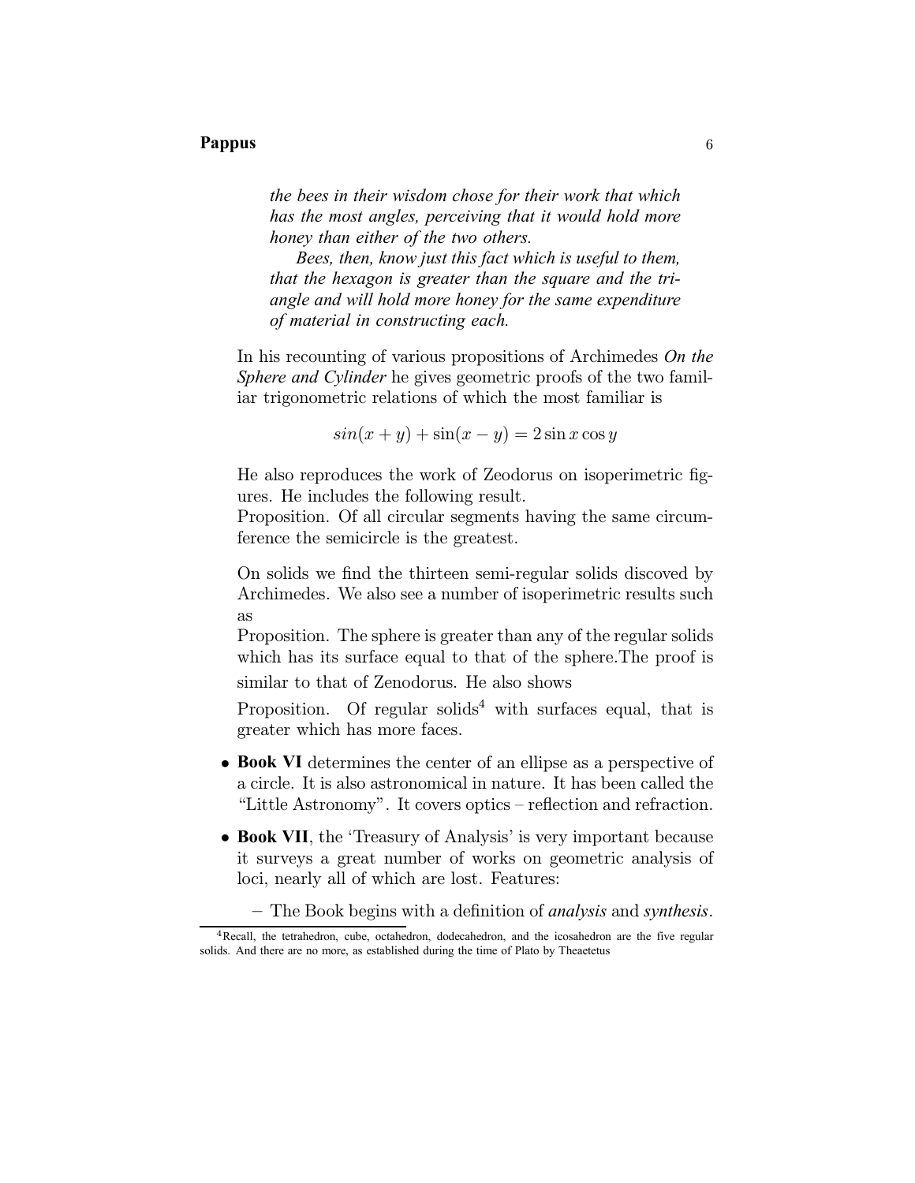*the bees in their wisdom chose for their work that which has the most angles, perceiving that it would hold more honey than either of the two others.*

*Bees, then, know just this fact which is useful to them, that the hexagon is greater than the square and the triangle and will hold more honey for the same expenditure of material in constructing each.*

In his recounting of various propositions of Archimedes *On the Sphere and Cylinder* he gives geometric proofs of the two familiar trigonometric relations of which the most familiar is

$$sin(x+y) + \sin(x-y) = 2\sin x \cos y$$

He also reproduces the work of Zeodorus on isoperimetric figures. He includes the following result.
Proposition. Of all circular segments having the same circumference the semicircle is the greatest.

On solids we find the thirteen semi-regular solids discovered by Archimedes. We also see a number of isoperimetric results such as
Proposition. The sphere is greater than any of the regular solids which has its surface equal to that of the sphere.The proof is similar to that of Zenodorus. He also shows

Proposition. Of regular solids[4] with surfaces equal, that is greater which has more faces.

- **Book VI** determines the center of an ellipse as a perspective of a circle. It is also astronomical in nature. It has been called the "Little Astronomy". It covers optics – reflection and refraction.
- **Book VII**, the 'Treasury of Analysis' is very important because it surveys a great number of works on geometric analysis of loci, nearly all of which are lost. Features:
  - The Book begins with a definition of *analysis* and *synthesis*.

[4] Recall, the tetrahedron, cube, octahedron, dodecahedron, and the icosahedron are the five regular solids. And there are no more, as established during the time of Plato by Theaetetus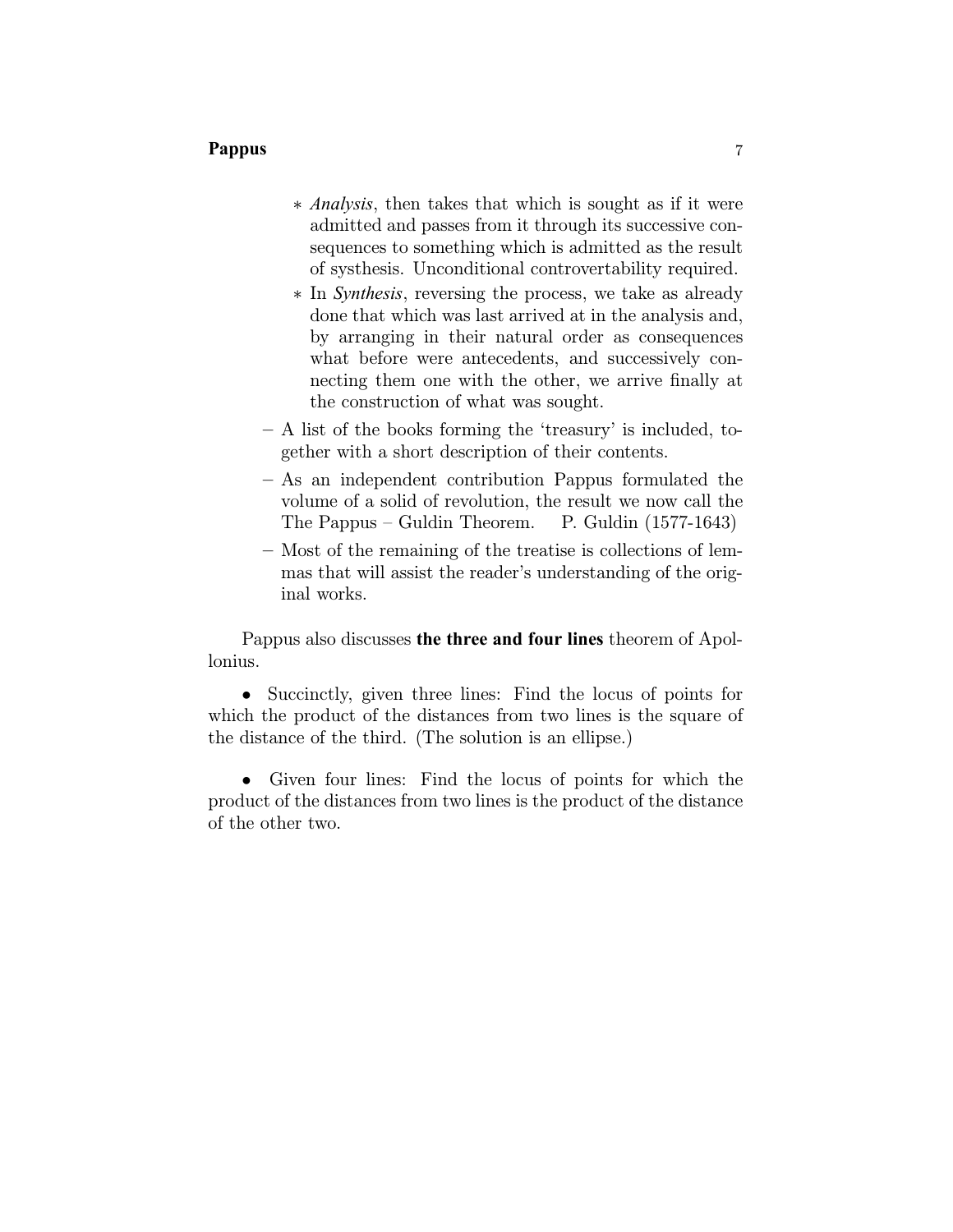- *Analysis*, then takes that which is sought as if it were admitted and passes from it through its successive consequences to something which is admitted as the result of systhesis. Unconditional controvertability required.
    - In *Synthesis*, reversing the process, we take as already done that which was last arrived at in the analysis and, by arranging in their natural order as consequences what before were antecedents, and successively connecting them one with the other, we arrive finally at the construction of what was sought.
  - A list of the books forming the 'treasury' is included, together with a short description of their contents.
  - As an independent contribution Pappus formulated the volume of a solid of revolution, the result we now call the The Pappus – Guldin Theorem. P. Guldin (1577-1643)
  - Most of the remaining of the treatise is collections of lemmas that will assist the reader's understanding of the original works.

Pappus also discusses **the three and four lines** theorem of Apollonius.

- Succinctly, given three lines: Find the locus of points for which the product of the distances from two lines is the square of the distance of the third. (The solution is an ellipse.)

- Given four lines: Find the locus of points for which the product of the distances from two lines is the product of the distance of the other two.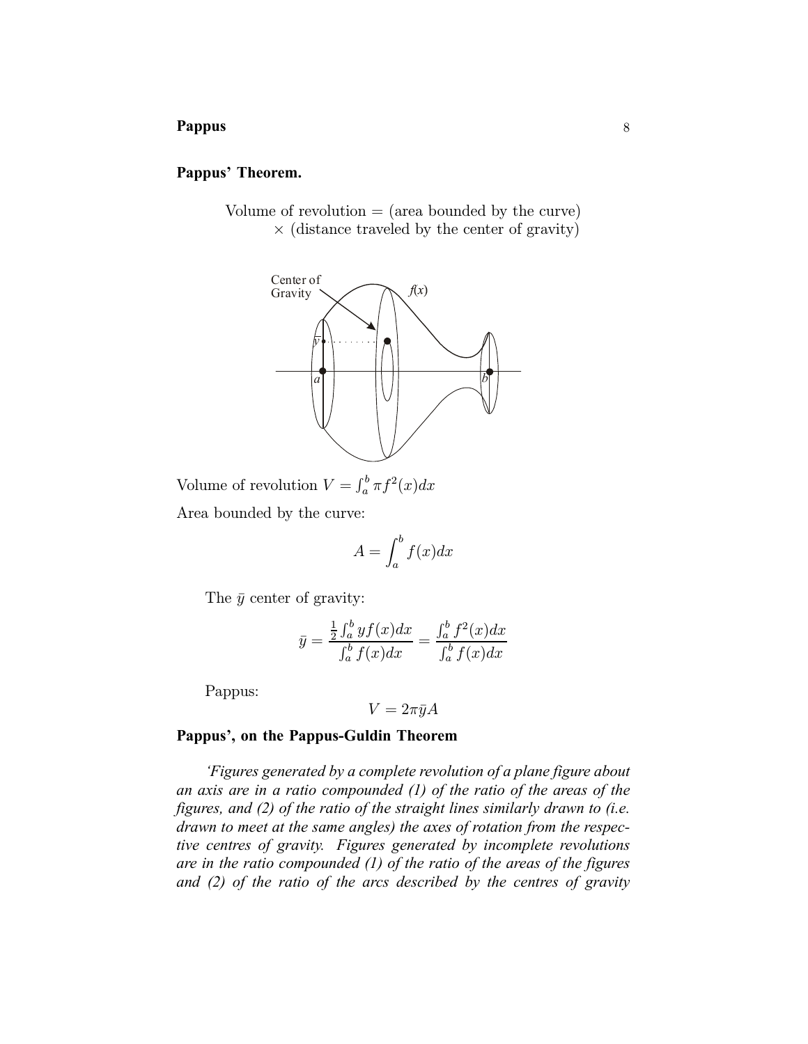## Pappus' Theorem.

Volume of revolution = (area bounded by the curve)
× (distance traveled by the center of gravity)

Volume of revolution $V = \int_a^b \pi f^2(x)dx$

Area bounded by the curve:

$$A = \int_a^b f(x)dx$$

The $\bar{y}$ center of gravity:

$$\bar{y} = \frac{\frac{1}{2}\int_a^b y f(x)dx}{\int_a^b f(x)dx} = \frac{\int_a^b f^2(x)dx}{\int_a^b f(x)dx}$$

Pappus:

$$V = 2\pi\bar{y}A$$

## Pappus', on the Pappus-Guldin Theorem

*'Figures generated by a complete revolution of a plane figure about an axis are in a ratio compounded (1) of the ratio of the areas of the figures, and (2) of the ratio of the straight lines similarly drawn to (i.e. drawn to meet at the same angles) the axes of rotation from the respective centres of gravity. Figures generated by incomplete revolutions are in the ratio compounded (1) of the ratio of the areas of the figures and (2) of the ratio of the arcs described by the centres of gravity*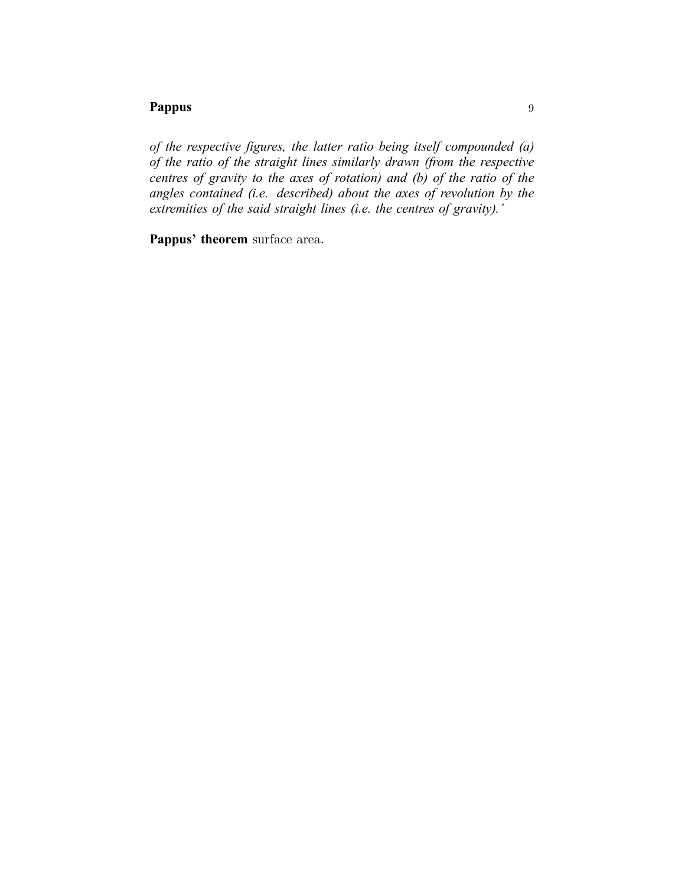*of the respective figures, the latter ratio being itself compounded (a) of the ratio of the straight lines similarly drawn (from the respective centres of gravity to the axes of rotation) and (b) of the ratio of the angles contained (i.e. described) about the axes of revolution by the extremities of the said straight lines (i.e. the centres of gravity).'*

**Pappus' theorem** surface area.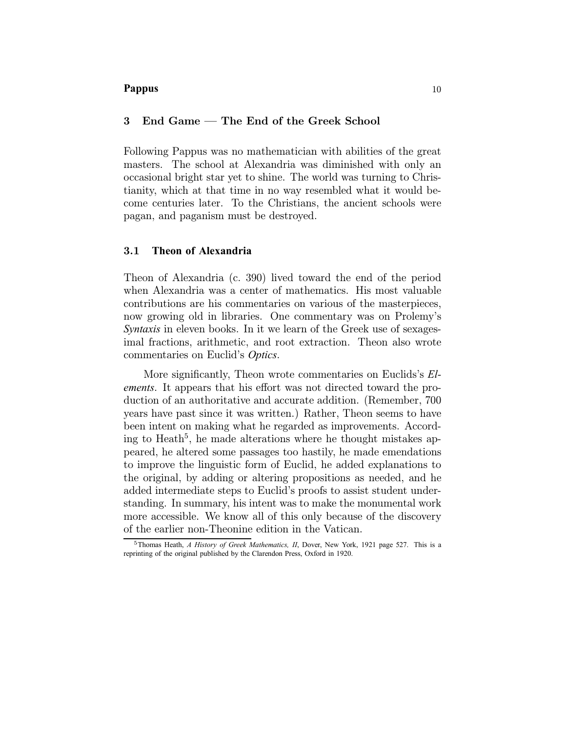## 3 End Game — The End of the Greek School

Following Pappus was no mathematician with abilities of the great masters. The school at Alexandria was diminished with only an occasional bright star yet to shine. The world was turning to Christianity, which at that time in no way resembled what it would become centuries later. To the Christians, the ancient schools were pagan, and paganism must be destroyed.

### 3.1 Theon of Alexandria

Theon of Alexandria (c. 390) lived toward the end of the period when Alexandria was a center of mathematics. His most valuable contributions are his commentaries on various of the masterpieces, now growing old in libraries. One commentary was on Prolemy's *Syntaxis* in eleven books. In it we learn of the Greek use of sexagesimal fractions, arithmetic, and root extraction. Theon also wrote commentaries on Euclid's *Optics*.

More significantly, Theon wrote commentaries on Euclids's *Elements*. It appears that his effort was not directed toward the production of an authoritative and accurate addition. (Remember, 700 years have past since it was written.) Rather, Theon seems to have been intent on making what he regarded as improvements. According to Heath[5], he made alterations where he thought mistakes appeared, he altered some passages too hastily, he made emendations to improve the linguistic form of Euclid, he added explanations to the original, by adding or altering propositions as needed, and he added intermediate steps to Euclid's proofs to assist student understanding. In summary, his intent was to make the monumental work more accessible. We know all of this only because of the discovery of the earlier non-Theonine edition in the Vatican.

[5] Thomas Heath, *A History of Greek Mathematics, II*, Dover, New York, 1921 page 527. This is a reprinting of the original published by the Clarendon Press, Oxford in 1920.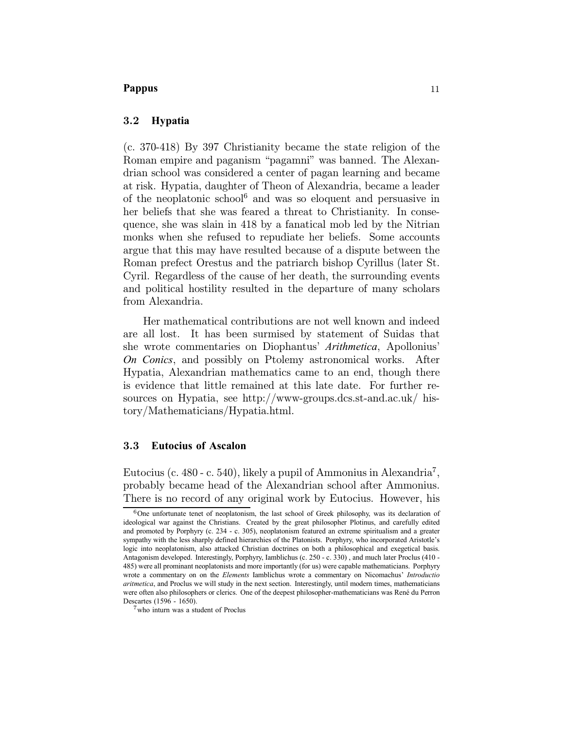## 3.2 Hypatia

(c. 370-418) By 397 Christianity became the state religion of the Roman empire and paganism "pagamni" was banned. The Alexandrian school was considered a center of pagan learning and became at risk. Hypatia, daughter of Theon of Alexandria, became a leader of the neoplatonic school[6] and was so eloquent and persuasive in her beliefs that she was feared a threat to Christianity. In consequence, she was slain in 418 by a fanatical mob led by the Nitrian monks when she refused to repudiate her beliefs. Some accounts argue that this may have resulted because of a dispute between the Roman prefect Orestus and the patriarch bishop Cyrillus (later St. Cyril. Regardless of the cause of her death, the surrounding events and political hostility resulted in the departure of many scholars from Alexandria.

Her mathematical contributions are not well known and indeed are all lost. It has been surmised by statement of Suidas that she wrote commentaries on Diophantus' ***Arithmetica***, Apollonius' ***On Conics***, and possibly on Ptolemy astronomical works. After Hypatia, Alexandrian mathematics came to an end, though there is evidence that little remained at this late date. For further resources on Hypatia, see http://www-groups.dcs.st-and.ac.uk/ history/Mathematicians/Hypatia.html.

## 3.3 Eutocius of Ascalon

Eutocius (c. 480 - c. 540), likely a pupil of Ammonius in Alexandria[7], probably became head of the Alexandrian school after Ammonius. There is no record of any original work by Eutocius. However, his

[6] One unfortunate tenet of neoplatonism, the last school of Greek philosophy, was its declaration of ideological war against the Christians. Created by the great philosopher Plotinus, and carefully edited and promoted by Porphyry (c. 234 - c. 305), neoplatonism featured an extreme spiritualism and a greater sympathy with the less sharply defined hierarchies of the Platonists. Porphyry, who incorporated Aristotle's logic into neoplatonism, also attacked Christian doctrines on both a philosophical and exegetical basis. Antagonism developed. Interestingly, Porphyry, Iamblichus (c. 250 - c. 330) , and much later Proclus (410 - 485) were all prominant neoplatonists and more importantly (for us) were capable mathematicians. Porphyry wrote a commentary on on the *Elements* Iamblichus wrote a commentary on Nicomachus' *Introductio aritmetica*, and Proclus we will study in the next section. Interestingly, until modern times, mathematicians were often also philosophers or clerics. One of the deepest philosopher-mathematicians was René du Perron Descartes (1596 - 1650).

[7] who inturn was a student of Proclus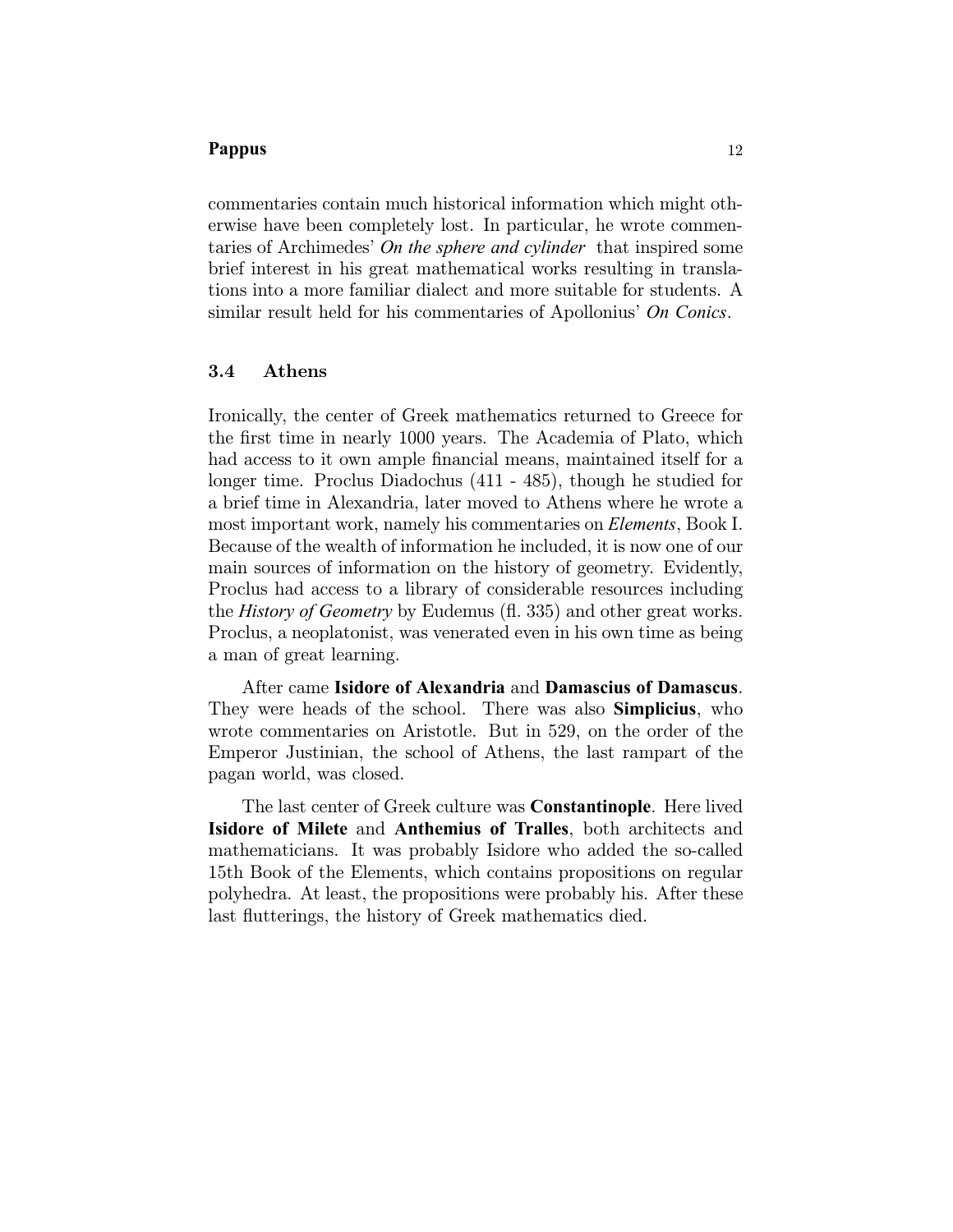commentaries contain much historical information which might otherwise have been completely lost. In particular, he wrote commentaries of Archimedes' ***On the sphere and cylinder*** that inspired some brief interest in his great mathematical works resulting in translations into a more familiar dialect and more suitable for students. A similar result held for his commentaries of Apollonius' ***On Conics***.

### 3.4 Athens

Ironically, the center of Greek mathematics returned to Greece for the first time in nearly 1000 years. The Academia of Plato, which had access to it own ample financial means, maintained itself for a longer time. Proclus Diadochus (411 - 485), though he studied for a brief time in Alexandria, later moved to Athens where he wrote a most important work, namely his commentaries on *Elements*, Book I. Because of the wealth of information he included, it is now one of our main sources of information on the history of geometry. Evidently, Proclus had access to a library of considerable resources including the *History of Geometry* by Eudemus (fl. 335) and other great works. Proclus, a neoplatonist, was venerated even in his own time as being a man of great learning.

After came **Isidore of Alexandria** and **Damascius of Damascus**. They were heads of the school. There was also **Simplicius**, who wrote commentaries on Aristotle. But in 529, on the order of the Emperor Justinian, the school of Athens, the last rampart of the pagan world, was closed.

The last center of Greek culture was **Constantinople**. Here lived **Isidore of Milete** and **Anthemius of Tralles**, both architects and mathematicians. It was probably Isidore who added the so-called 15th Book of the Elements, which contains propositions on regular polyhedra. At least, the propositions were probably his. After these last flutterings, the history of Greek mathematics died.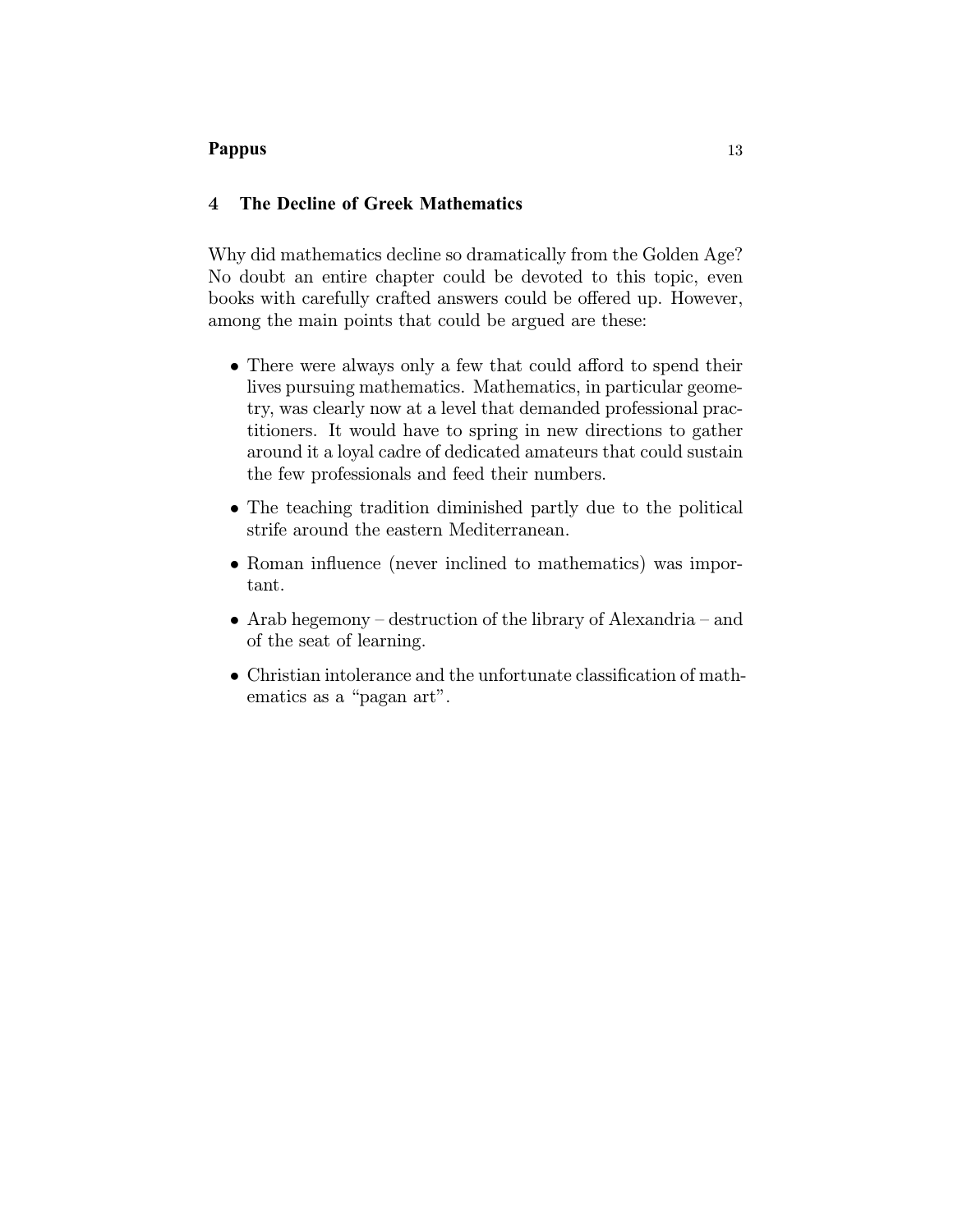## 4 The Decline of Greek Mathematics

Why did mathematics decline so dramatically from the Golden Age? No doubt an entire chapter could be devoted to this topic, even books with carefully crafted answers could be offered up. However, among the main points that could be argued are these:

- There were always only a few that could afford to spend their lives pursuing mathematics. Mathematics, in particular geometry, was clearly now at a level that demanded professional practitioners. It would have to spring in new directions to gather around it a loyal cadre of dedicated amateurs that could sustain the few professionals and feed their numbers.
- The teaching tradition diminished partly due to the political strife around the eastern Mediterranean.
- Roman influence (never inclined to mathematics) was important.
- Arab hegemony – destruction of the library of Alexandria – and of the seat of learning.
- Christian intolerance and the unfortunate classification of mathematics as a "pagan art".